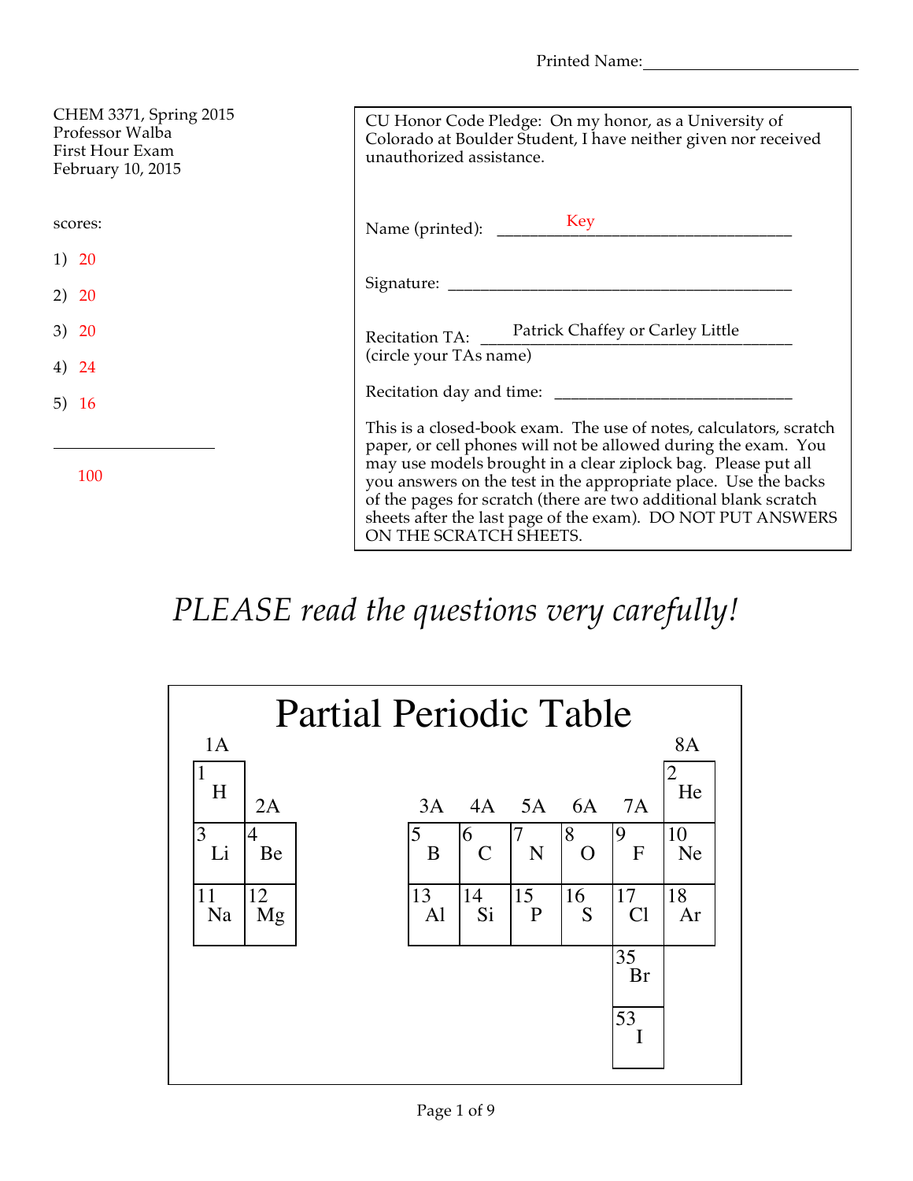Printed Name: ______________________

CHEM 3371, Spring 2015
Professor Walba
First Hour Exam
February 10, 2015

scores:

1) 20

2) 20

3) 20

4) 24

5) 16

______________

100

CU Honor Code Pledge: On my honor, as a University of Colorado at Boulder Student, I have neither given nor received unauthorized assistance.

Name (printed): ______Key______

Signature: ______________________

Recitation TA: ______Patrick Chaffey or Carley Little______
(circle your TAs name)

Recitation day and time: ______________________

This is a closed-book exam. The use of notes, calculators, scratch paper, or cell phones will not be allowed during the exam. You may use models brought in a clear ziplock bag. Please put all you answers on the test in the appropriate place. Use the backs of the pages for scratch (there are two additional blank scratch sheets after the last page of the exam). DO NOT PUT ANSWERS ON THE SCRATCH SHEETS.

*PLEASE read the questions very carefully!*

## Partial Periodic Table

| 1A | 2A | 3A | 4A | 5A | 6A | 7A | 8A |
|---|---|---|---|---|---|---|---|
| 1 H | | | | | | | 2 He |
| 3 Li | 4 Be | 5 B | 6 C | 7 N | 8 O | 9 F | 10 Ne |
| 11 Na | 12 Mg | 13 Al | 14 Si | 15 P | 16 S | 17 Cl | 18 Ar |
| | | | | | | 35 Br | |
| | | | | | | 53 I | |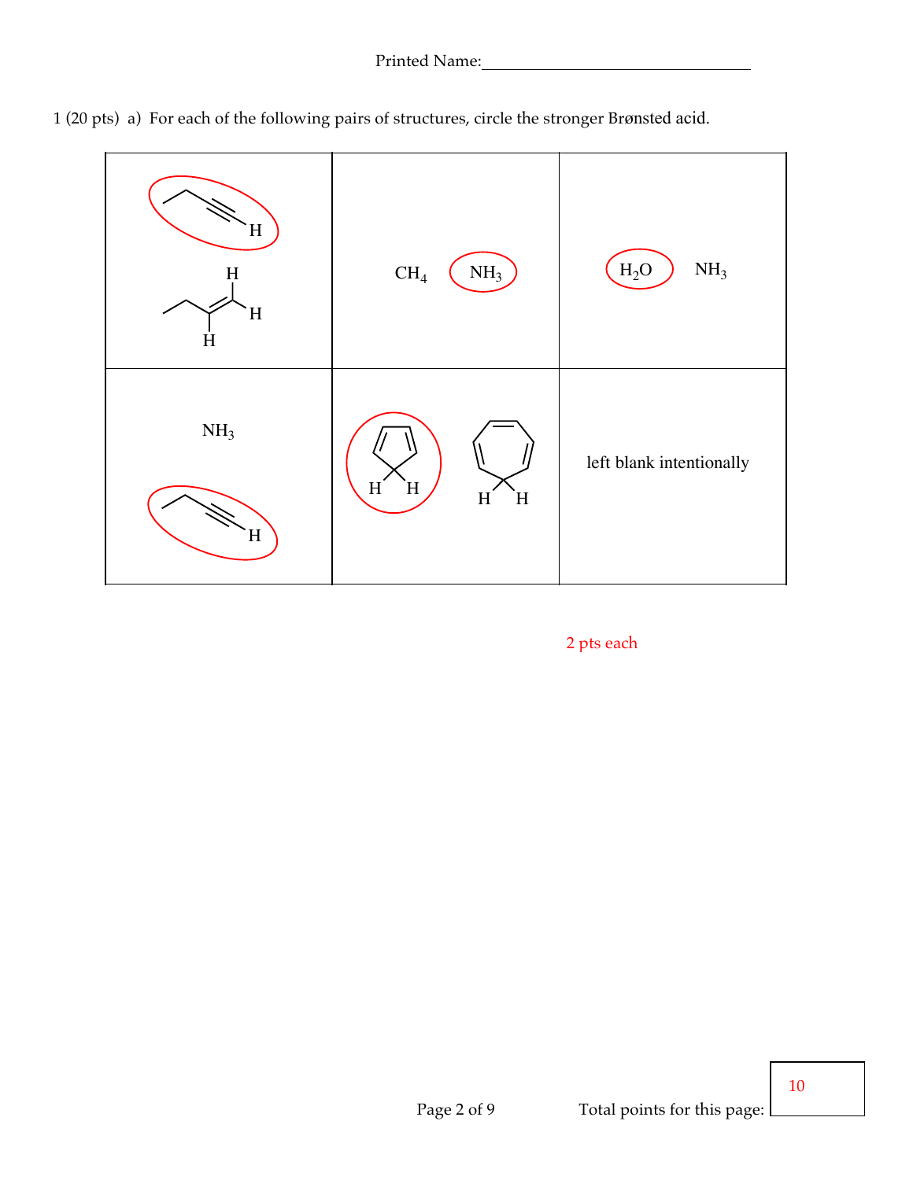Printed Name:\_\_\_\_\_\_\_\_\_\_\_\_\_\_\_\_\_\_\_\_\_\_\_\_\_\_\_\_\_\_\_\_

1 (20 pts) a) For each of the following pairs of structures, circle the stronger Brønsted acid.

| | | |
|---|---|---|
| 1-butyne (circled) / 1-butene | $CH_4$ / $NH_3$ (circled) | $H_2O$ (circled) / $NH_3$ |
| $NH_3$ / 1-butyne (circled) | cyclopentadiene (circled) / cycloheptatriene | left blank intentionally |

2 pts each

Total points for this page: 10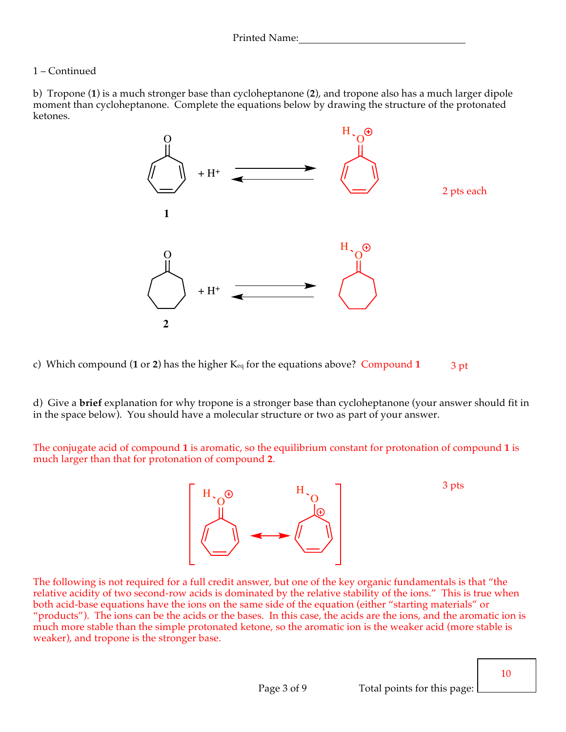Printed Name:_______________________________

1 – Continued

b) Tropone (**1**) is a much stronger base than cycloheptanone (**2**), and tropone also has a much larger dipole moment than cycloheptanone. Complete the equations below by drawing the structure of the protonated ketones.

**1** + $H^+$ ⇌

2 pts each

**2** + $H^+$ ⇌

c) Which compound (**1** or **2**) has the higher $K_{eq}$ for the equations above? Compound **1** 3 pt

d) Give a **brief** explanation for why tropone is a stronger base than cycloheptanone (your answer should fit in in the space below). You should have a molecular structure or two as part of your answer.

The conjugate acid of compound **1** is aromatic, so the equilibrium constant for protonation of compound **1** is much larger than that for protonation of compound **2**.

3 pts

The following is not required for a full credit answer, but one of the key organic fundamentals is that "the relative acidity of two second-row acids is dominated by the relative stability of the ions." This is true when both acid-base equations have the ions on the same side of the equation (either "starting materials" or "products"). The ions can be the acids or the bases. In this case, the acids are the ions, and the aromatic ion is much more stable than the simple protonated ketone, so the aromatic ion is the weaker acid (more stable is weaker), and tropone is the stronger base.

Total points for this page: 10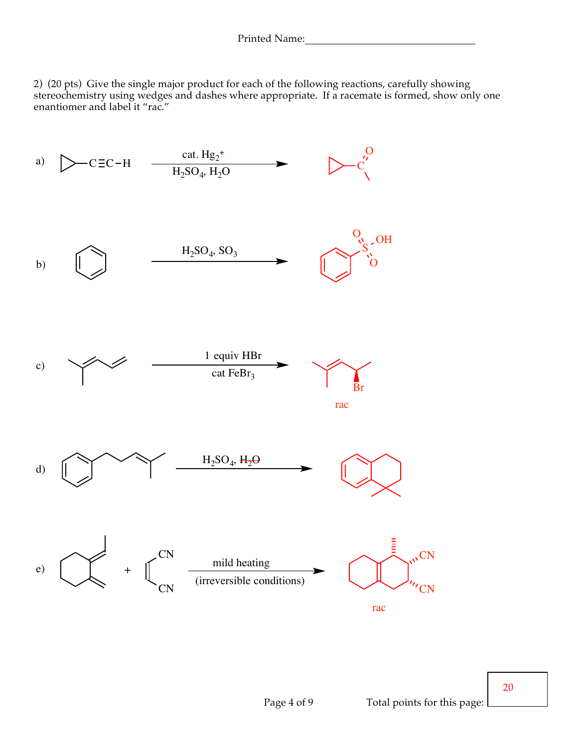Printed Name:_______________________________

2) (20 pts) Give the single major product for each of the following reactions, carefully showing stereochemistry using wedges and dashes where appropriate. If a racemate is formed, show only one enantiomer and label it "rac."

a) Cyclopropyl–C≡C–H $\xrightarrow[H_2SO_4,\ H_2O]{\text{cat. } Hg_2^+}$ cyclopropyl–C(=O)–CH₃

b) Benzene $\xrightarrow{H_2SO_4,\ SO_3}$ Ph–S(=O)₂–OH

c) Diene $\xrightarrow[\text{cat } FeBr_3]{\text{1 equiv HBr}}$ allylic bromide

rac

d) Aryl alkene $\xrightarrow{H_2SO_4,\ ~~H_2O~~}$ 1,1-dimethyltetralin

e) Diene + dinitrile $\xrightarrow[\text{(irreversible conditions)}]{\text{mild heating}}$ Diels–Alder adduct with CN, CN, CH₃

rac

Total points for this page: 20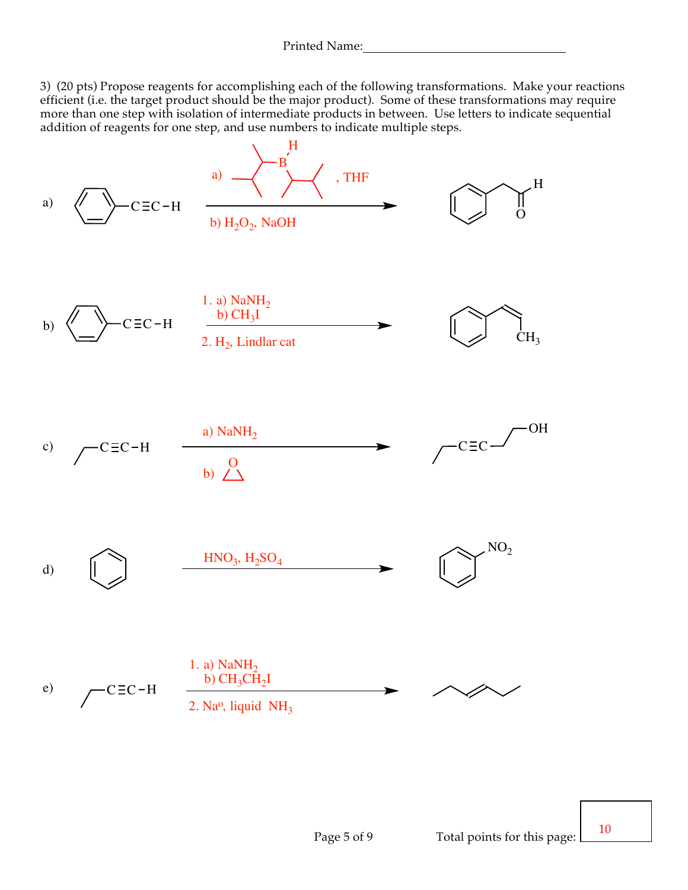Printed Name: ______________________________

3) (20 pts) Propose reagents for accomplishing each of the following transformations. Make your reactions efficient (i.e. the target product should be the major product). Some of these transformations may require more than one step with isolation of intermediate products in between. Use letters to indicate sequential addition of reagents for one step, and use numbers to indicate multiple steps.

a) Ph–C≡C–H → Ph–$CH_2$–CHO

- a) (disiamylborane, $(Sia)_2BH$), THF
- b) $H_2O_2$, NaOH

b) Ph–C≡C–H → Ph–CH=CH–$CH_3$ (cis)

1. a) $NaNH_2$
   b) $CH_3I$
2. $H_2$, Lindlar cat

c) $CH_3CH_2$–C≡C–H → $CH_3CH_2$–C≡C–$CH_2CH_2$–OH

- a) $NaNH_2$
- b) ethylene oxide (epoxide)

d) Benzene → Nitrobenzene ($C_6H_5NO_2$)

$HNO_3$, $H_2SO_4$

e) $CH_3CH_2$–C≡C–H → $CH_3CH_2$–CH=CH–$CH_2CH_3$ (trans)

1. a) $NaNH_2$
   b) $CH_3CH_2I$
2. $Na^o$, liquid $NH_3$

Total points for this page: 10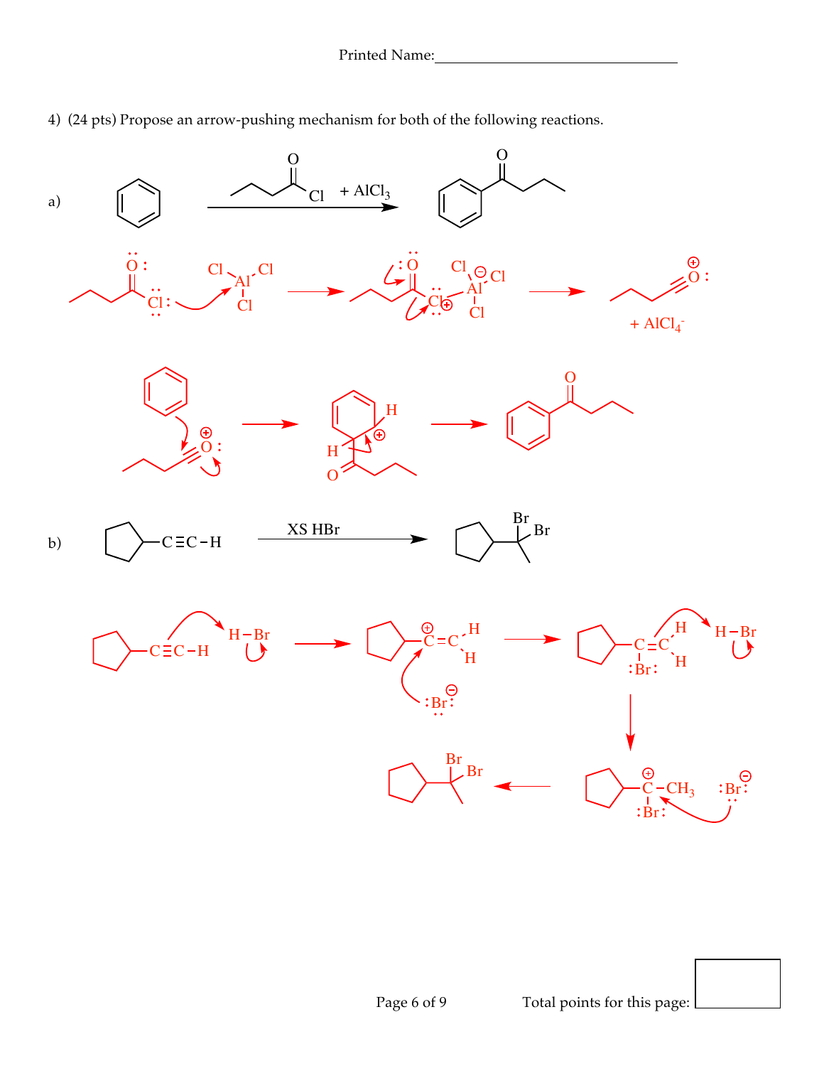Printed Name:_______________________________

4) (24 pts) Propose an arrow-pushing mechanism for both of the following reactions.

a) Benzene $\xrightarrow{\text{butanoyl chloride} \; + \; AlCl_3}$ butyrophenone

+ $AlCl_4^-$

b) Cyclopentyl–C≡C–H $\xrightarrow{\text{XS HBr}}$ cyclopentyl–C(Br)(Br)–$CH_3$

Total points for this page: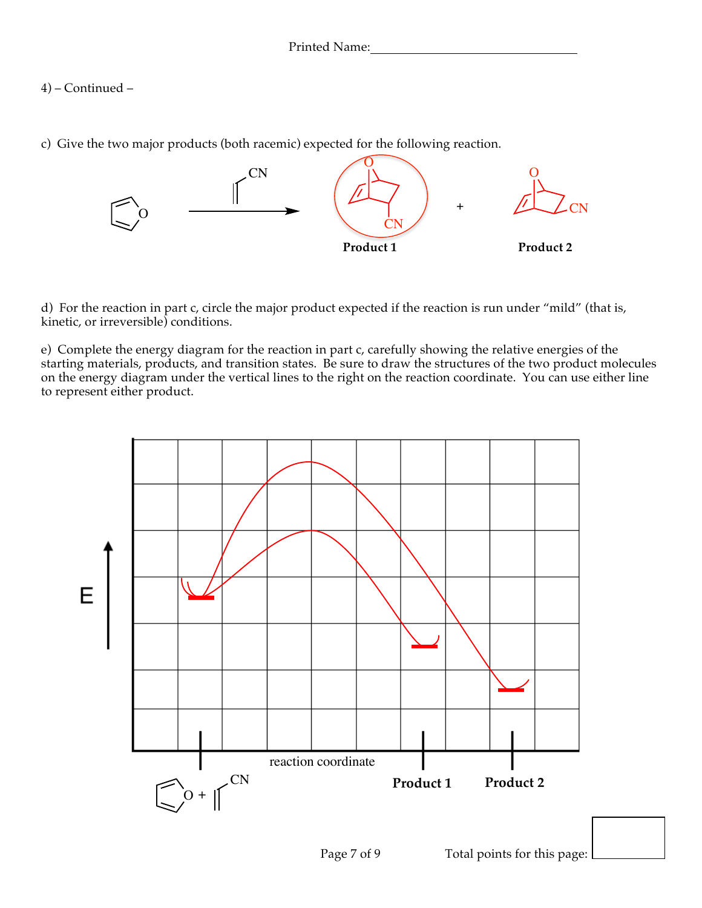Printed Name:______________________________

4) – Continued –

c) Give the two major products (both racemic) expected for the following reaction.

CN

Product 1 + Product 2

d) For the reaction in part c, circle the major product expected if the reaction is run under “mild” (that is, kinetic, or irreversible) conditions.

e) Complete the energy diagram for the reaction in part c, carefully showing the relative energies of the starting materials, products, and transition states. Be sure to draw the structures of the two product molecules on the energy diagram under the vertical lines to the right on the reaction coordinate. You can use either line to represent either product.

E

reaction coordinate

Product 1 | Product 2

Total points for this page: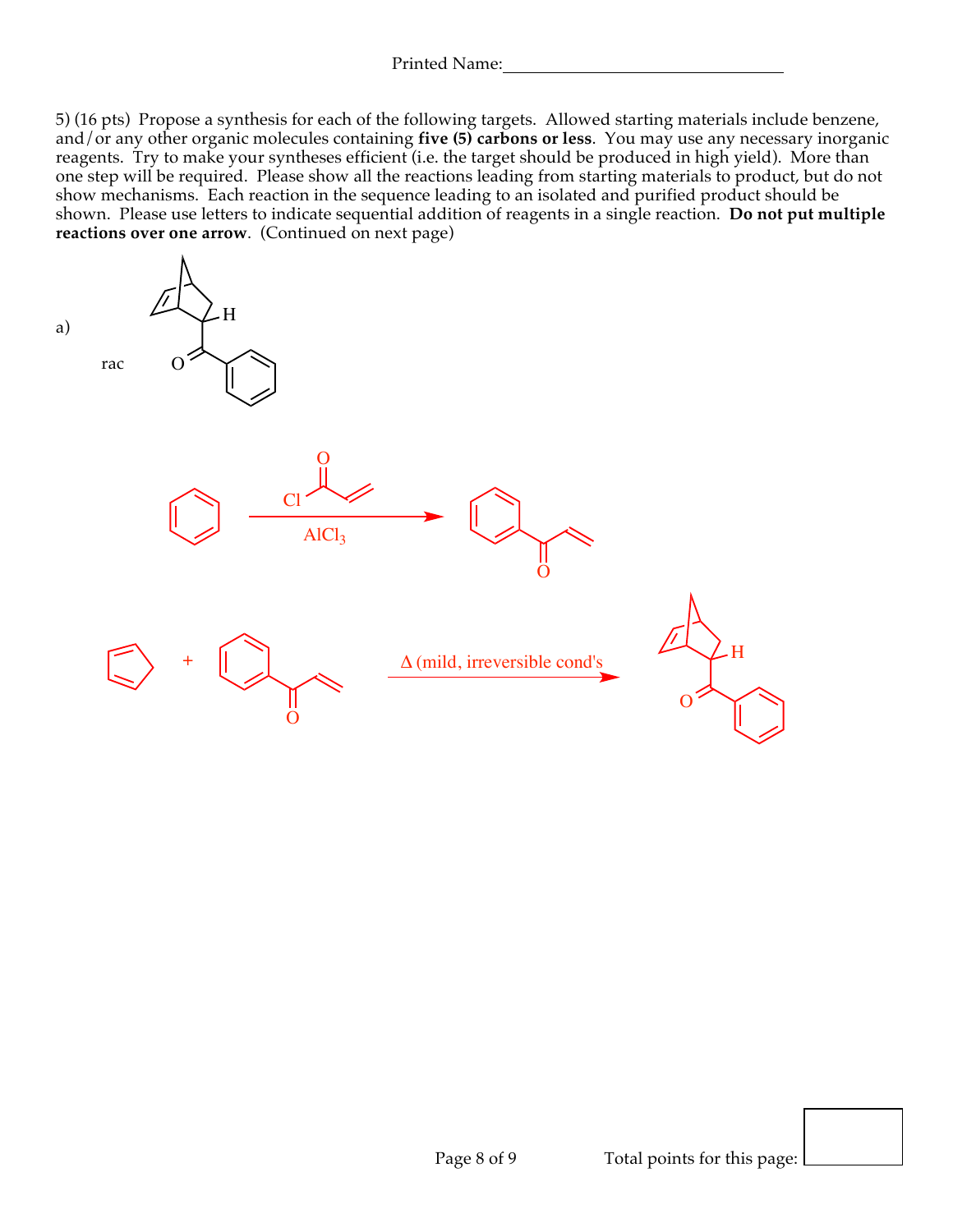Printed Name:\_\_\_\_\_\_\_\_\_\_\_\_\_\_\_\_\_\_\_\_\_\_\_\_\_\_\_\_\_\_

5) (16 pts) Propose a synthesis for each of the following targets. Allowed starting materials include benzene, and/or any other organic molecules containing **five (5) carbons or less**. You may use any necessary inorganic reagents. Try to make your syntheses efficient (i.e. the target should be produced in high yield). More than one step will be required. Please show all the reactions leading from starting materials to product, but do not show mechanisms. Each reaction in the sequence leading to an isolated and purified product should be shown. Please use letters to indicate sequential addition of reagents in a single reaction. **Do not put multiple reactions over one arrow**. (Continued on next page)

a)

rac

O

H

Cl

O

$AlCl_3$

O

+

O

Δ (mild, irreversible cond's

H

O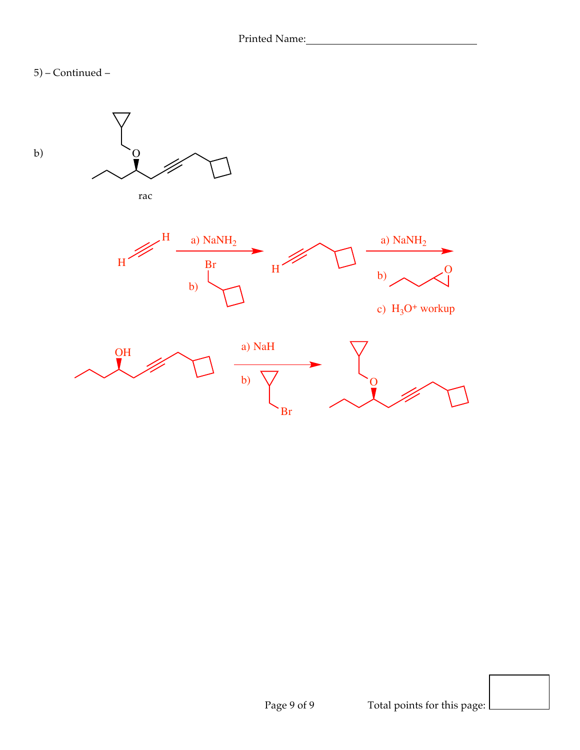Printed Name:_______________________________

5) – Continued –

b)

rac

a) $NaNH_2$

b)

Br

H

H

H

a) $NaNH_2$

b)

O

c) $H_3O^+$ workup

OH

a) NaH

b)

Br

O

Total points for this page: